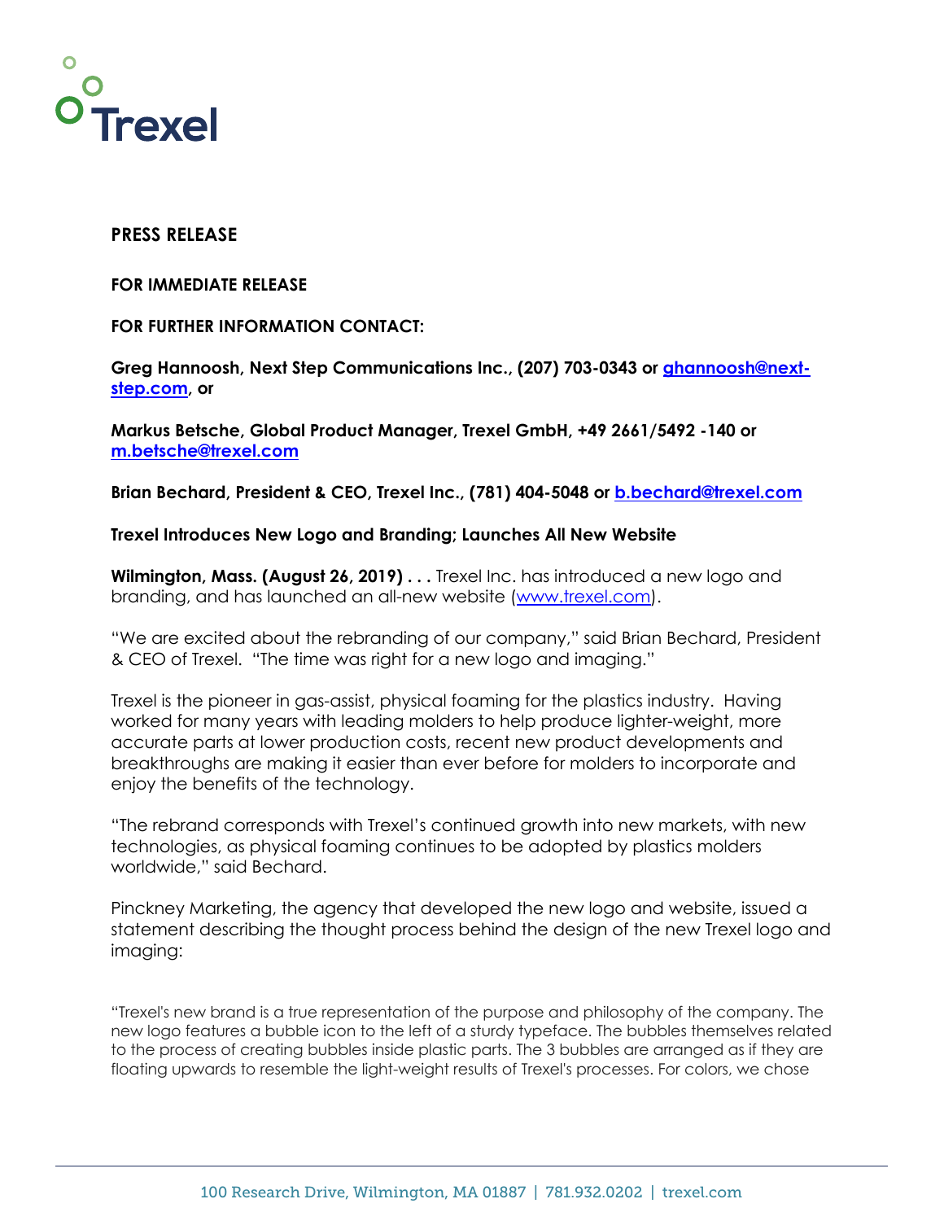**PRESS RELEASE**

**FOR IMMEDIATE RELEASE**

**FOR FURTHER INFORMATION CONTACT:**

**Greg Hannoosh, Next Step Communications Inc., (207) 703-0343 or [ghannoosh@next-step.com](mailto:ghannoosh@next-step.com), or**

**Markus Betsche, Global Product Manager, Trexel GmbH, +49 2661/5492 -140 or [m.betsche@trexel.com](mailto:m.betsche@trexel.com)**

**Brian Bechard, President & CEO, Trexel Inc., (781) 404-5048 or [b.bechard@trexel.com](mailto:b.bechard@trexel.com)**

**Trexel Introduces New Logo and Branding; Launches All New Website**

**Wilmington, Mass. (August 26, 2019) . . .** Trexel Inc. has introduced a new logo and branding, and has launched an all-new website ([www.trexel.com](http://www.trexel.com)).

"We are excited about the rebranding of our company," said Brian Bechard, President & CEO of Trexel. "The time was right for a new logo and imaging."

Trexel is the pioneer in gas-assist, physical foaming for the plastics industry. Having worked for many years with leading molders to help produce lighter-weight, more accurate parts at lower production costs, recent new product developments and breakthroughs are making it easier than ever before for molders to incorporate and enjoy the benefits of the technology.

"The rebrand corresponds with Trexel's continued growth into new markets, with new technologies, as physical foaming continues to be adopted by plastics molders worldwide," said Bechard.

Pinckney Marketing, the agency that developed the new logo and website, issued a statement describing the thought process behind the design of the new Trexel logo and imaging:

"Trexel's new brand is a true representation of the purpose and philosophy of the company. The new logo features a bubble icon to the left of a sturdy typeface. The bubbles themselves related to the process of creating bubbles inside plastic parts. The 3 bubbles are arranged as if they are floating upwards to resemble the light-weight results of Trexel's processes. For colors, we chose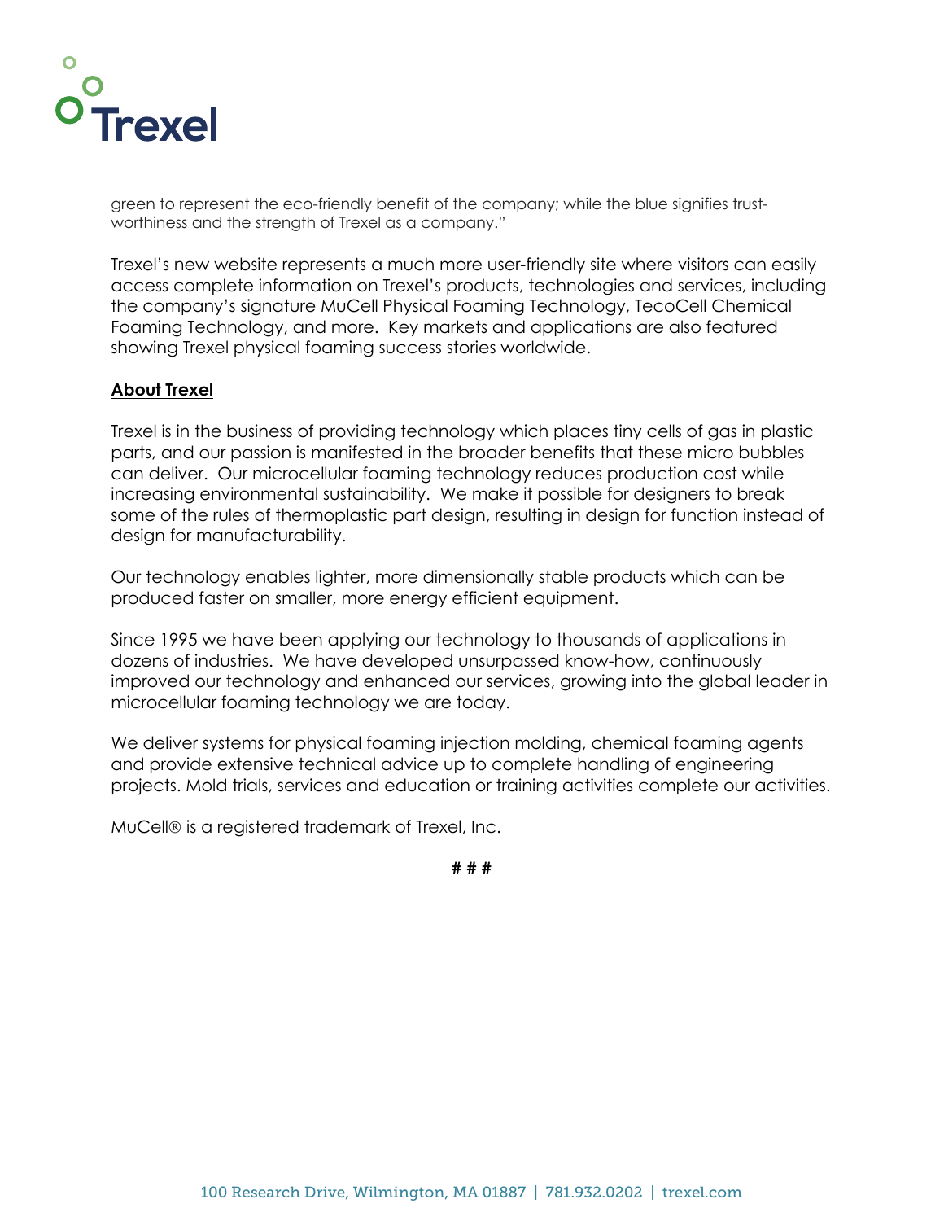green to represent the eco-friendly benefit of the company; while the blue signifies trust-worthiness and the strength of Trexel as a company."

Trexel's new website represents a much more user-friendly site where visitors can easily access complete information on Trexel's products, technologies and services, including the company's signature MuCell Physical Foaming Technology, TecoCell Chemical Foaming Technology, and more. Key markets and applications are also featured showing Trexel physical foaming success stories worldwide.

**About Trexel**

Trexel is in the business of providing technology which places tiny cells of gas in plastic parts, and our passion is manifested in the broader benefits that these micro bubbles can deliver. Our microcellular foaming technology reduces production cost while increasing environmental sustainability. We make it possible for designers to break some of the rules of thermoplastic part design, resulting in design for function instead of design for manufacturability.

Our technology enables lighter, more dimensionally stable products which can be produced faster on smaller, more energy efficient equipment.

Since 1995 we have been applying our technology to thousands of applications in dozens of industries. We have developed unsurpassed know-how, continuously improved our technology and enhanced our services, growing into the global leader in microcellular foaming technology we are today.

We deliver systems for physical foaming injection molding, chemical foaming agents and provide extensive technical advice up to complete handling of engineering projects. Mold trials, services and education or training activities complete our activities.

MuCell® is a registered trademark of Trexel, Inc.

**# # #**

100 Research Drive, Wilmington, MA 01887 | 781.932.0202 | trexel.com